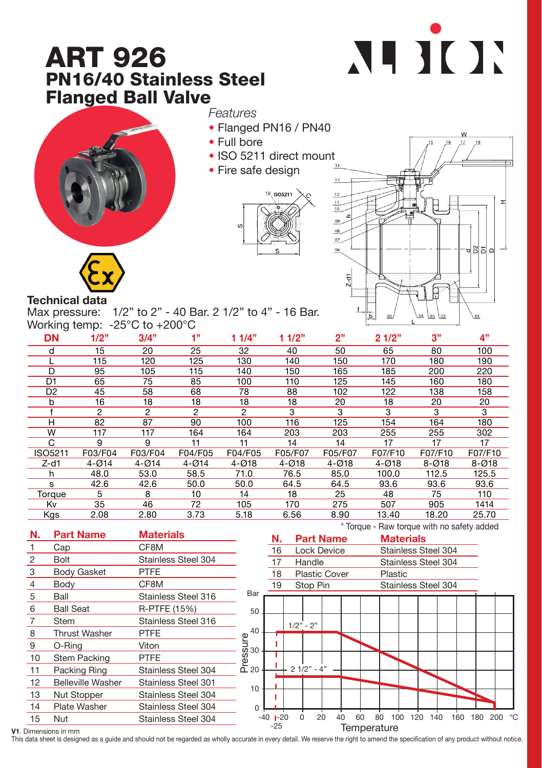# ART 926

## PN16/40 Stainless Steel Flanged Ball Valve

*Features*

- Flanged PN16 / PN40
- Full bore
- ISO 5211 direct mount
- Fire safe design

### Technical data

Max pressure: 1/2" to 2" - 40 Bar. 2 1/2" to 4" - 16 Bar.
Working temp: -25°C to +200°C

| DN | 1/2" | 3/4" | 1" | 1 1/4" | 1 1/2" | 2" | 2 1/2" | 3" | 4" |
|---|---|---|---|---|---|---|---|---|---|
| d | 15 | 20 | 25 | 32 | 40 | 50 | 65 | 80 | 100 |
| L | 115 | 120 | 125 | 130 | 140 | 150 | 170 | 180 | 190 |
| D | 95 | 105 | 115 | 140 | 150 | 165 | 185 | 200 | 220 |
| D1 | 65 | 75 | 85 | 100 | 110 | 125 | 145 | 160 | 180 |
| D2 | 45 | 58 | 68 | 78 | 88 | 102 | 122 | 138 | 158 |
| b | 16 | 18 | 18 | 18 | 18 | 20 | 18 | 20 | 20 |
| f | 2 | 2 | 2 | 2 | 3 | 3 | 3 | 3 | 3 |
| H | 82 | 87 | 90 | 100 | 116 | 125 | 154 | 164 | 180 |
| W | 117 | 117 | 164 | 164 | 203 | 203 | 255 | 255 | 302 |
| C | 9 | 9 | 11 | 11 | 14 | 14 | 17 | 17 | 17 |
| ISO5211 | F03/F04 | F03/F04 | F04/F05 | F04/F05 | F05/F07 | F05/F07 | F07/F10 | F07/F10 | F07/F10 |
| Z-d1 | 4-Ø14 | 4-Ø14 | 4-Ø14 | 4-Ø18 | 4-Ø18 | 4-Ø18 | 4-Ø18 | 8-Ø18 | 8-Ø18 |
| h | 48.0 | 53.0 | 58.5 | 71.0 | 76.5 | 85.0 | 100.0 | 112.5 | 125.5 |
| s | 42.6 | 42.6 | 50.0 | 50.0 | 64.5 | 64.5 | 93.6 | 93.6 | 93.6 |
| Torque | 5 | 8 | 10 | 14 | 18 | 25 | 48 | 75 | 110 |
| Kv | 35 | 46 | 72 | 105 | 170 | 275 | 507 | 905 | 1414 |
| Kgs | 2.08 | 2.80 | 3.73 | 5.18 | 6.56 | 8.90 | 13.40 | 18.20 | 25.70 |

\* Torque - Raw torque with no safety added

| N. | Part Name | Materials |
|---|---|---|
| 1 | Cap | CF8M |
| 2 | Bolt | Stainless Steel 304 |
| 3 | Body Gasket | PTFE |
| 4 | Body | CF8M |
| 5 | Ball | Stainless Steel 316 |
| 6 | Ball Seat | R-PTFE (15%) |
| 7 | Stem | Stainless Steel 316 |
| 8 | Thrust Washer | PTFE |
| 9 | O-Ring | Viton |
| 10 | Stem Packing | PTFE |
| 11 | Packing Ring | Stainless Steel 304 |
| 12 | Belleville Washer | Stainless Steel 301 |
| 13 | Nut Stopper | Stainless Steel 304 |
| 14 | Plate Washer | Stainless Steel 304 |
| 15 | Nut | Stainless Steel 304 |
| 16 | Lock Device | Stainless Steel 304 |
| 17 | Handle | Stainless Steel 304 |
| 18 | Plastic Cover | Plastic |
| 19 | Stop Pin | Stainless Steel 304 |

**V1**. Dimensions in mm

This data sheet is designed as a guide and should not be regarded as wholly accurate in every detail. We reserve the right to amend the specification of any product without notice.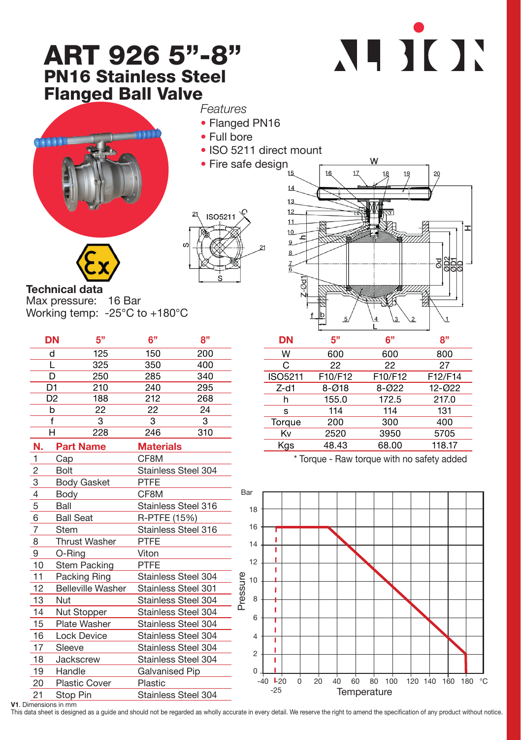# ART 926 5"-8"

## PN16 Stainless Steel Flanged Ball Valve

ALBION

*Features*

- Flanged PN16
- Full bore
- ISO 5211 direct mount
- Fire safe design

ISO5211

S

S

C

21

W

15 16 17 18 19 20

14

13

12

11

10

9

8

7

6

h

H

Ød

ØD2

ØD1

ØD

Z-Ød1

f b

5 4 3 2 1

L

**Technical data**

Max pressure: 16 Bar

Working temp: -25°C to +180°C

| DN | 5" | 6" | 8" |
|---|---|---|---|
| d | 125 | 150 | 200 |
| L | 325 | 350 | 400 |
| D | 250 | 285 | 340 |
| D1 | 210 | 240 | 295 |
| D2 | 188 | 212 | 268 |
| b | 22 | 22 | 24 |
| f | 3 | 3 | 3 |
| H | 228 | 246 | 310 |

| DN | 5" | 6" | 8" |
|---|---|---|---|
| W | 600 | 600 | 800 |
| C | 22 | 22 | 27 |
| ISO5211 | F10/F12 | F10/F12 | F12/F14 |
| Z-d1 | 8-Ø18 | 8-Ø22 | 12-Ø22 |
| h | 155.0 | 172.5 | 217.0 |
| s | 114 | 114 | 131 |
| Torque | 200 | 300 | 400 |
| Kv | 2520 | 3950 | 5705 |
| Kgs | 48.43 | 68.00 | 118.17 |

\* Torque - Raw torque with no safety added

| N. | Part Name | Materials |
|---|---|---|
| 1 | Cap | CF8M |
| 2 | Bolt | Stainless Steel 304 |
| 3 | Body Gasket | PTFE |
| 4 | Body | CF8M |
| 5 | Ball | Stainless Steel 316 |
| 6 | Ball Seat | R-PTFE (15%) |
| 7 | Stem | Stainless Steel 316 |
| 8 | Thrust Washer | PTFE |
| 9 | O-Ring | Viton |
| 10 | Stem Packing | PTFE |
| 11 | Packing Ring | Stainless Steel 304 |
| 12 | Belleville Washer | Stainless Steel 301 |
| 13 | Nut | Stainless Steel 304 |
| 14 | Nut Stopper | Stainless Steel 304 |
| 15 | Plate Washer | Stainless Steel 304 |
| 16 | Lock Device | Stainless Steel 304 |
| 17 | Sleeve | Stainless Steel 304 |
| 18 | Jackscrew | Stainless Steel 304 |
| 19 | Handle | Galvanised Pip |
| 20 | Plastic Cover | Plastic |
| 21 | Stop Pin | Stainless Steel 304 |

Bar

Pressure

18

16

14

12

10

8

6

4

2

0

-40 -20 0 20 40 60 80 100 120 140 160 180 °C

-25

Temperature

**V1**. Dimensions in mm

This data sheet is designed as a guide and should not be regarded as wholly accurate in every detail. We reserve the right to amend the specification of any product without notice.